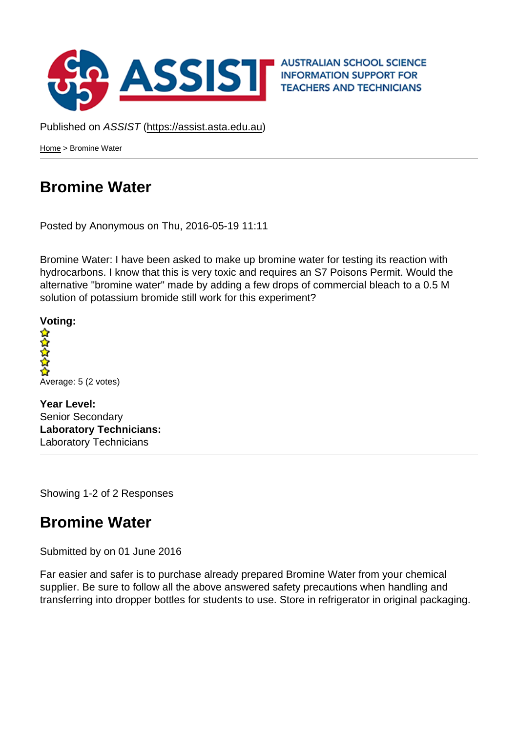Published on *ASSIST* (https://assist.asta.edu.au)

Home > Bromine Water

# Bromine Water

Posted by Anonymous on Thu, 2016-05-19 11:11

Bromine Water: I have been asked to make up bromine water for testing its reaction with hydrocarbons. I know that this is very toxic and requires an S7 Poisons Permit. Would the alternative "bromine water" made by adding a few drops of commercial bleach to a 0.5 M solution of potassium bromide still work for this experiment?

**Voting:**

Average: 5 (2 votes)

**Year Level:**
Senior Secondary
**Laboratory Technicians:**
Laboratory Technicians

Showing 1-2 of 2 Responses

## Bromine Water

Submitted by on 01 June 2016

Far easier and safer is to purchase already prepared Bromine Water from your chemical supplier. Be sure to follow all the above answered safety precautions when handling and transferring into dropper bottles for students to use. Store in refrigerator in original packaging.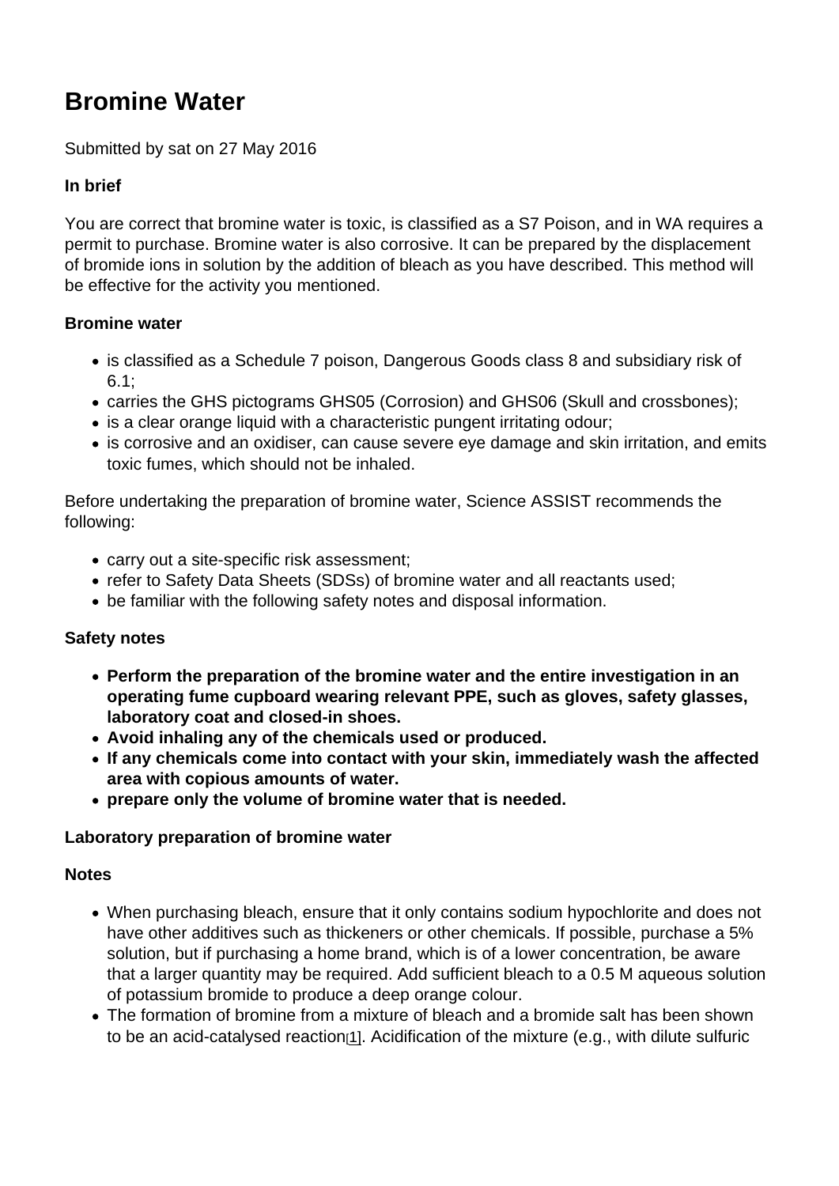# Bromine Water

Submitted by sat on 27 May 2016

**In brief**

You are correct that bromine water is toxic, is classified as a S7 Poison, and in WA requires a permit to purchase. Bromine water is also corrosive. It can be prepared by the displacement of bromide ions in solution by the addition of bleach as you have described. This method will be effective for the activity you mentioned.

**Bromine water**

- is classified as a Schedule 7 poison, Dangerous Goods class 8 and subsidiary risk of 6.1;
- carries the GHS pictograms GHS05 (Corrosion) and GHS06 (Skull and crossbones);
- is a clear orange liquid with a characteristic pungent irritating odour;
- is corrosive and an oxidiser, can cause severe eye damage and skin irritation, and emits toxic fumes, which should not be inhaled.

Before undertaking the preparation of bromine water, Science ASSIST recommends the following:

- carry out a site-specific risk assessment;
- refer to Safety Data Sheets (SDSs) of bromine water and all reactants used;
- be familiar with the following safety notes and disposal information.

**Safety notes**

- **Perform the preparation of the bromine water and the entire investigation in an operating fume cupboard wearing relevant PPE, such as gloves, safety glasses, laboratory coat and closed-in shoes.**
- **Avoid inhaling any of the chemicals used or produced.**
- **If any chemicals come into contact with your skin, immediately wash the affected area with copious amounts of water.**
- **prepare only the volume of bromine water that is needed.**

**Laboratory preparation of bromine water**

**Notes**

- When purchasing bleach, ensure that it only contains sodium hypochlorite and does not have other additives such as thickeners or other chemicals. If possible, purchase a 5% solution, but if purchasing a home brand, which is of a lower concentration, be aware that a larger quantity may be required. Add sufficient bleach to a 0.5 M aqueous solution of potassium bromide to produce a deep orange colour.
- The formation of bromine from a mixture of bleach and a bromide salt has been shown to be an acid-catalysed reaction[1]. Acidification of the mixture (e.g., with dilute sulfuric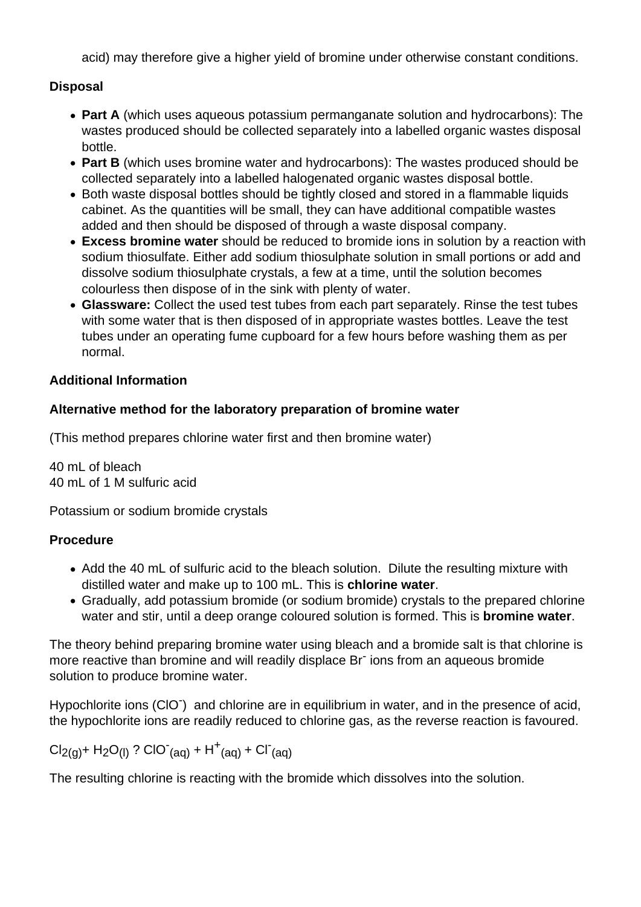acid) may therefore give a higher yield of bromine under otherwise constant conditions.

**Disposal**

- **Part A** (which uses aqueous potassium permanganate solution and hydrocarbons): The wastes produced should be collected separately into a labelled organic wastes disposal bottle.
- **Part B** (which uses bromine water and hydrocarbons): The wastes produced should be collected separately into a labelled halogenated organic wastes disposal bottle.
- Both waste disposal bottles should be tightly closed and stored in a flammable liquids cabinet. As the quantities will be small, they can have additional compatible wastes added and then should be disposed of through a waste disposal company.
- **Excess bromine water** should be reduced to bromide ions in solution by a reaction with sodium thiosulfate. Either add sodium thiosulphate solution in small portions or add and dissolve sodium thiosulphate crystals, a few at a time, until the solution becomes colourless then dispose of in the sink with plenty of water.
- **Glassware:** Collect the used test tubes from each part separately. Rinse the test tubes with some water that is then disposed of in appropriate wastes bottles. Leave the test tubes under an operating fume cupboard for a few hours before washing them as per normal.

**Additional Information**

**Alternative method for the laboratory preparation of bromine water**

(This method prepares chlorine water first and then bromine water)

40 mL of bleach
40 mL of 1 M sulfuric acid

Potassium or sodium bromide crystals

**Procedure**

- Add the 40 mL of sulfuric acid to the bleach solution. Dilute the resulting mixture with distilled water and make up to 100 mL. This is **chlorine water**.
- Gradually, add potassium bromide (or sodium bromide) crystals to the prepared chlorine water and stir, until a deep orange coloured solution is formed. This is **bromine water**.

The theory behind preparing bromine water using bleach and a bromide salt is that chlorine is more reactive than bromine and will readily displace $Br^-$ ions from an aqueous bromide solution to produce bromine water.

Hypochlorite ions ($ClO^-$) and chlorine are in equilibrium in water, and in the presence of acid, the hypochlorite ions are readily reduced to chlorine gas, as the reverse reaction is favoured.

$Cl_{2(g)} + H_2O_{(l)}$ ? $ClO^-_{(aq)} + H^+_{(aq)} + Cl^-_{(aq)}$

The resulting chlorine is reacting with the bromide which dissolves into the solution.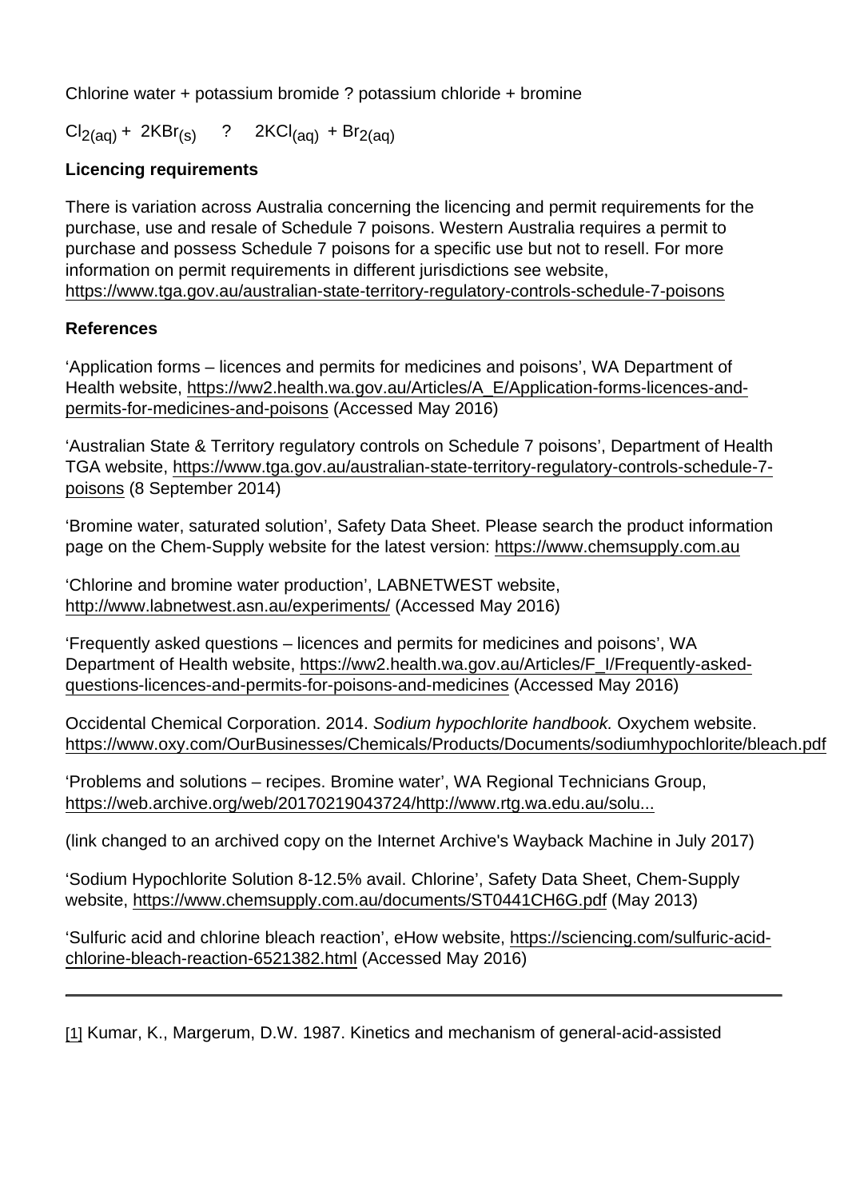Chlorine water + potassium bromide ? potassium chloride + bromine

$Cl_{2(aq)}$ + $2KBr_{(s)}$ ? $2KCl_{(aq)}$ + $Br_{2(aq)}$

**Licencing requirements**

There is variation across Australia concerning the licencing and permit requirements for the purchase, use and resale of Schedule 7 poisons. Western Australia requires a permit to purchase and possess Schedule 7 poisons for a specific use but not to resell. For more information on permit requirements in different jurisdictions see website, https://www.tga.gov.au/australian-state-territory-regulatory-controls-schedule-7-poisons

**References**

'Application forms – licences and permits for medicines and poisons', WA Department of Health website, https://ww2.health.wa.gov.au/Articles/A_E/Application-forms-licences-and-permits-for-medicines-and-poisons (Accessed May 2016)

'Australian State & Territory regulatory controls on Schedule 7 poisons', Department of Health TGA website, https://www.tga.gov.au/australian-state-territory-regulatory-controls-schedule-7-poisons (8 September 2014)

'Bromine water, saturated solution', Safety Data Sheet. Please search the product information page on the Chem-Supply website for the latest version: https://www.chemsupply.com.au

'Chlorine and bromine water production', LABNETWEST website, http://www.labnetwest.asn.au/experiments/ (Accessed May 2016)

'Frequently asked questions – licences and permits for medicines and poisons', WA Department of Health website, https://ww2.health.wa.gov.au/Articles/F_I/Frequently-asked-questions-licences-and-permits-for-poisons-and-medicines (Accessed May 2016)

Occidental Chemical Corporation. 2014. *Sodium hypochlorite handbook.* Oxychem website. https://www.oxy.com/OurBusinesses/Chemicals/Products/Documents/sodiumhypochlorite/bleach.pdf

'Problems and solutions – recipes. Bromine water', WA Regional Technicians Group, https://web.archive.org/web/20170219043724/http://www.rtg.wa.edu.au/solu...

(link changed to an archived copy on the Internet Archive's Wayback Machine in July 2017)

'Sodium Hypochlorite Solution 8-12.5% avail. Chlorine', Safety Data Sheet, Chem-Supply website, https://www.chemsupply.com.au/documents/ST0441CH6G.pdf (May 2013)

'Sulfuric acid and chlorine bleach reaction', eHow website, https://sciencing.com/sulfuric-acid-chlorine-bleach-reaction-6521382.html (Accessed May 2016)

---

[1] Kumar, K., Margerum, D.W. 1987. Kinetics and mechanism of general-acid-assisted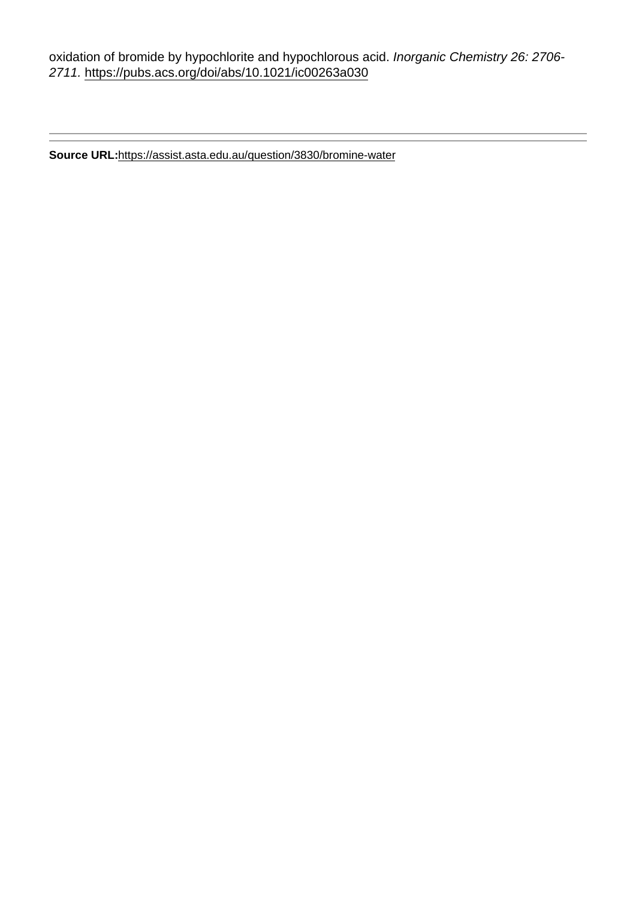oxidation of bromide by hypochlorite and hypochlorous acid. *Inorganic Chemistry 26: 2706-2711.* https://pubs.acs.org/doi/abs/10.1021/ic00263a030

---

**Source URL:**https://assist.asta.edu.au/question/3830/bromine-water